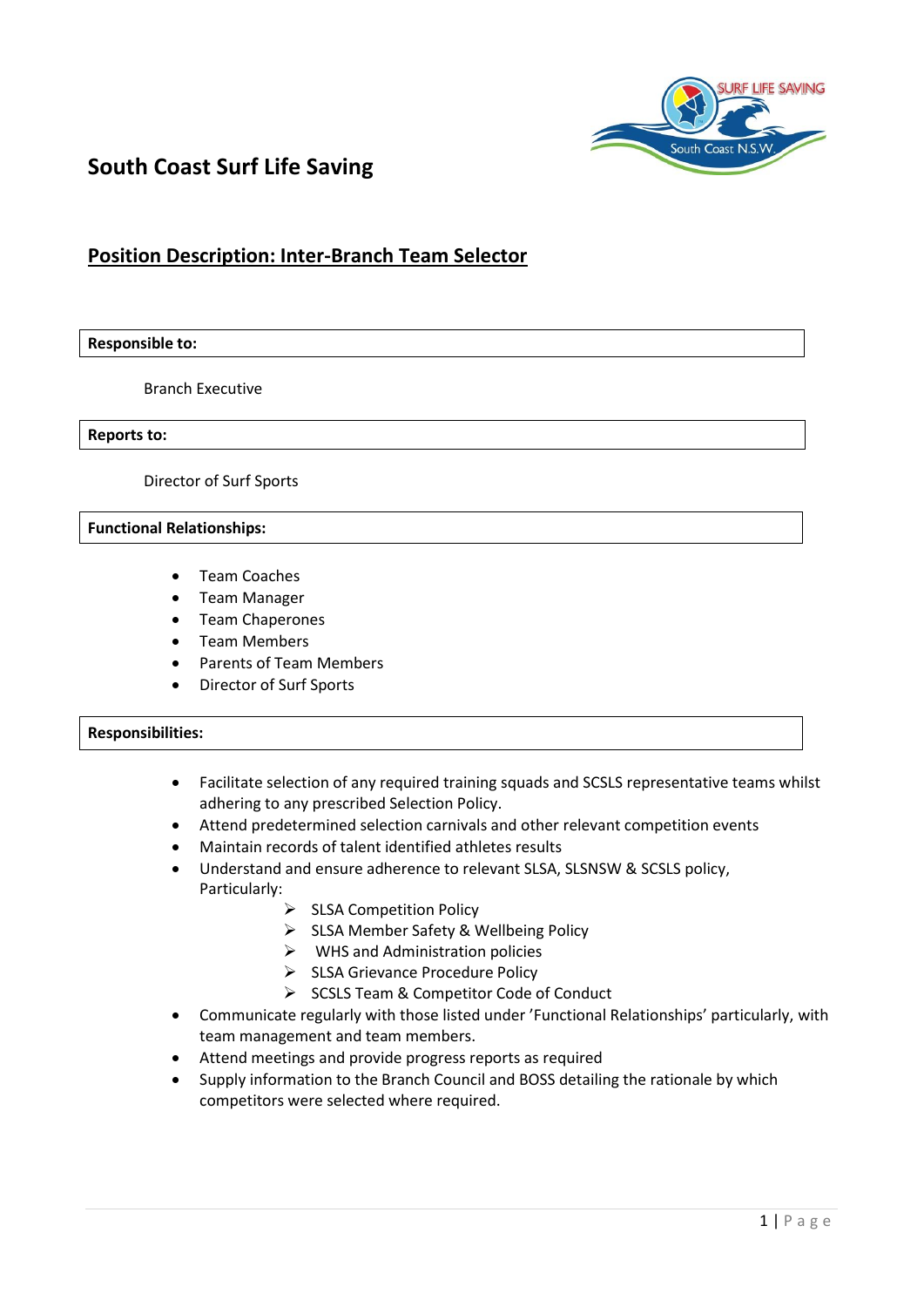# South Coast Surf Life Saving

## Position Description: Inter-Branch Team Selector

**Responsible to:**

Branch Executive

**Reports to:**

Director of Surf Sports

**Functional Relationships:**

- Team Coaches
- Team Manager
- Team Chaperones
- Team Members
- Parents of Team Members
- Director of Surf Sports

**Responsibilities:**

- Facilitate selection of any required training squads and SCSLS representative teams whilst adhering to any prescribed Selection Policy.
- Attend predetermined selection carnivals and other relevant competition events
- Maintain records of talent identified athletes results
- Understand and ensure adherence to relevant SLSA, SLSNSW & SCSLS policy, Particularly:
  - SLSA Competition Policy
  - SLSA Member Safety & Wellbeing Policy
  - WHS and Administration policies
  - SLSA Grievance Procedure Policy
  - SCSLS Team & Competitor Code of Conduct
- Communicate regularly with those listed under 'Functional Relationships' particularly, with team management and team members.
- Attend meetings and provide progress reports as required
- Supply information to the Branch Council and BOSS detailing the rationale by which competitors were selected where required.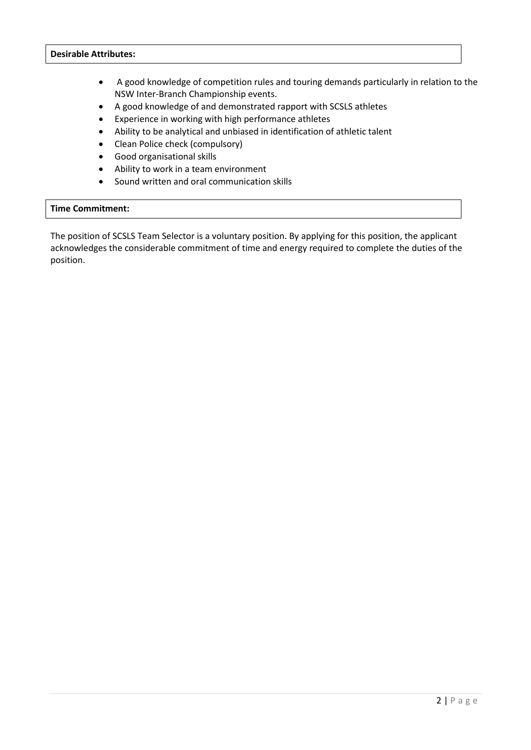**Desirable Attributes:**

- A good knowledge of competition rules and touring demands particularly in relation to the NSW Inter-Branch Championship events.
- A good knowledge of and demonstrated rapport with SCSLS athletes
- Experience in working with high performance athletes
- Ability to be analytical and unbiased in identification of athletic talent
- Clean Police check (compulsory)
- Good organisational skills
- Ability to work in a team environment
- Sound written and oral communication skills

**Time Commitment:**

The position of SCSLS Team Selector is a voluntary position. By applying for this position, the applicant acknowledges the considerable commitment of time and energy required to complete the duties of the position.